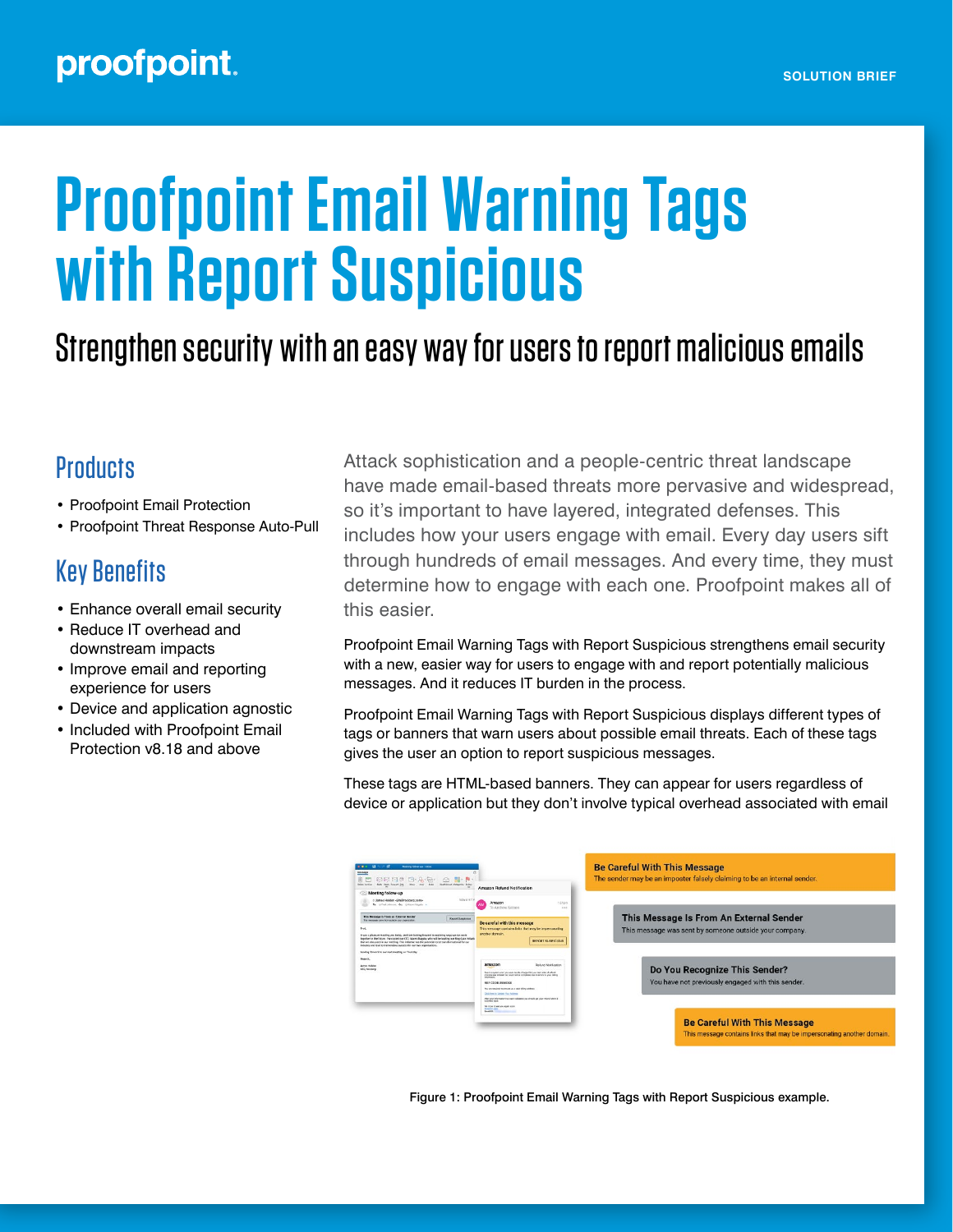# Proofpoint Email Warning Tags with Report Suspicious

## Strengthen security with an easy way for users to report malicious emails

### Products

- Proofpoint Email Protection
- Proofpoint Threat Response Auto-Pull

### Key Benefits

- Enhance overall email security
- Reduce IT overhead and downstream impacts
- Improve email and reporting experience for users
- Device and application agnostic
- Included with Proofpoint Email Protection v8.18 and above

Attack sophistication and a people-centric threat landscape have made email-based threats more pervasive and widespread, so it's important to have layered, integrated defenses. This includes how your users engage with email. Every day users sift through hundreds of email messages. And every time, they must determine how to engage with each one. Proofpoint makes all of this easier.

Proofpoint Email Warning Tags with Report Suspicious strengthens email security with a new, easier way for users to engage with and report potentially malicious messages. And it reduces IT burden in the process.

Proofpoint Email Warning Tags with Report Suspicious displays different types of tags or banners that warn users about possible email threats. Each of these tags gives the user an option to report suspicious messages.

These tags are HTML-based banners. They can appear for users regardless of device or application but they don't involve typical overhead associated with email

**Be Careful With This Message**
The sender may be an imposter falsely claiming to be an internal sender.

**This Message Is From An External Sender**
This message was sent by someone outside your company.

**Do You Recognize This Sender?**
You have not previously engaged with this sender.

**Be Careful With This Message**
This message contains links that may be impersonating another domain.

Figure 1: Proofpoint Email Warning Tags with Report Suspicious example.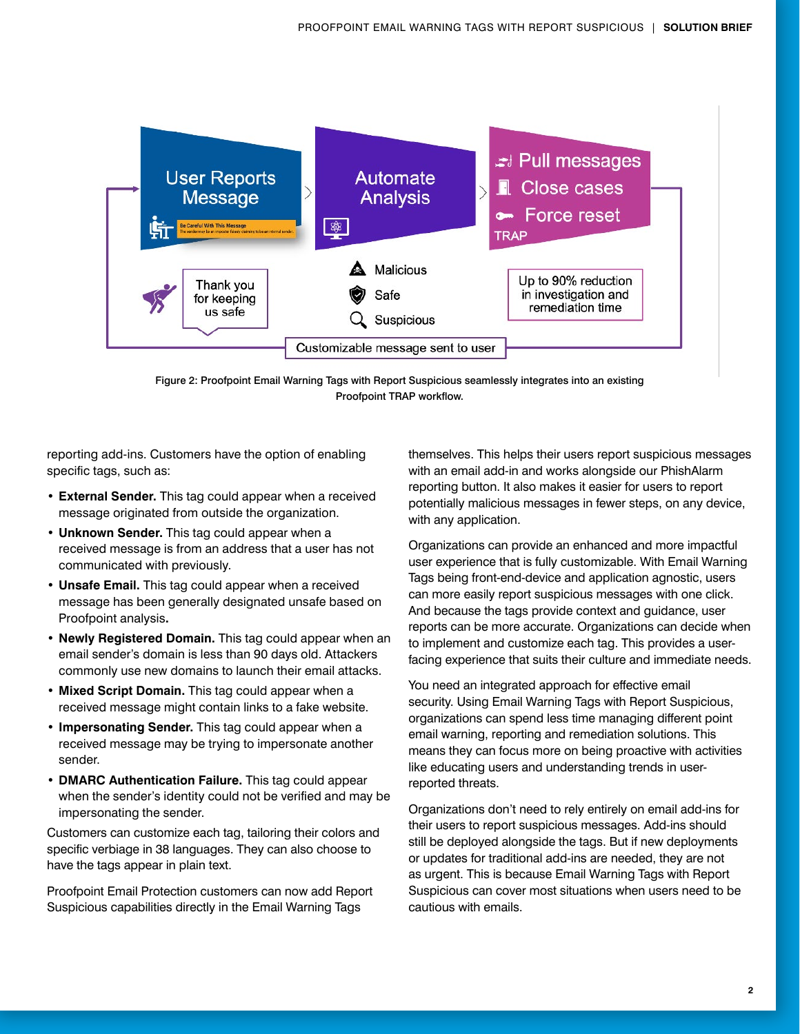User Reports Message

Automate Analysis

Pull messages
Close cases
Force reset
TRAP

Thank you for keeping us safe

Malicious
Safe
Suspicious

Up to 90% reduction in investigation and remediation time

Customizable message sent to user

Figure 2: Proofpoint Email Warning Tags with Report Suspicious seamlessly integrates into an existing Proofpoint TRAP workflow.

reporting add-ins. Customers have the option of enabling specific tags, such as:

- **External Sender.** This tag could appear when a received message originated from outside the organization.
- **Unknown Sender.** This tag could appear when a received message is from an address that a user has not communicated with previously.
- **Unsafe Email.** This tag could appear when a received message has been generally designated unsafe based on Proofpoint analysis.
- **Newly Registered Domain.** This tag could appear when an email sender's domain is less than 90 days old. Attackers commonly use new domains to launch their email attacks.
- **Mixed Script Domain.** This tag could appear when a received message might contain links to a fake website.
- **Impersonating Sender.** This tag could appear when a received message may be trying to impersonate another sender.
- **DMARC Authentication Failure.** This tag could appear when the sender's identity could not be verified and may be impersonating the sender.

Customers can customize each tag, tailoring their colors and specific verbiage in 38 languages. They can also choose to have the tags appear in plain text.

Proofpoint Email Protection customers can now add Report Suspicious capabilities directly in the Email Warning Tags themselves. This helps their users report suspicious messages with an email add-in and works alongside our PhishAlarm reporting button. It also makes it easier for users to report potentially malicious messages in fewer steps, on any device, with any application.

Organizations can provide an enhanced and more impactful user experience that is fully customizable. With Email Warning Tags being front-end-device and application agnostic, users can more easily report suspicious messages with one click. And because the tags provide context and guidance, user reports can be more accurate. Organizations can decide when to implement and customize each tag. This provides a user-facing experience that suits their culture and immediate needs.

You need an integrated approach for effective email security. Using Email Warning Tags with Report Suspicious, organizations can spend less time managing different point email warning, reporting and remediation solutions. This means they can focus more on being proactive with activities like educating users and understanding trends in user-reported threats.

Organizations don't need to rely entirely on email add-ins for their users to report suspicious messages. Add-ins should still be deployed alongside the tags. But if new deployments or updates for traditional add-ins are needed, they are not as urgent. This is because Email Warning Tags with Report Suspicious can cover most situations when users need to be cautious with emails.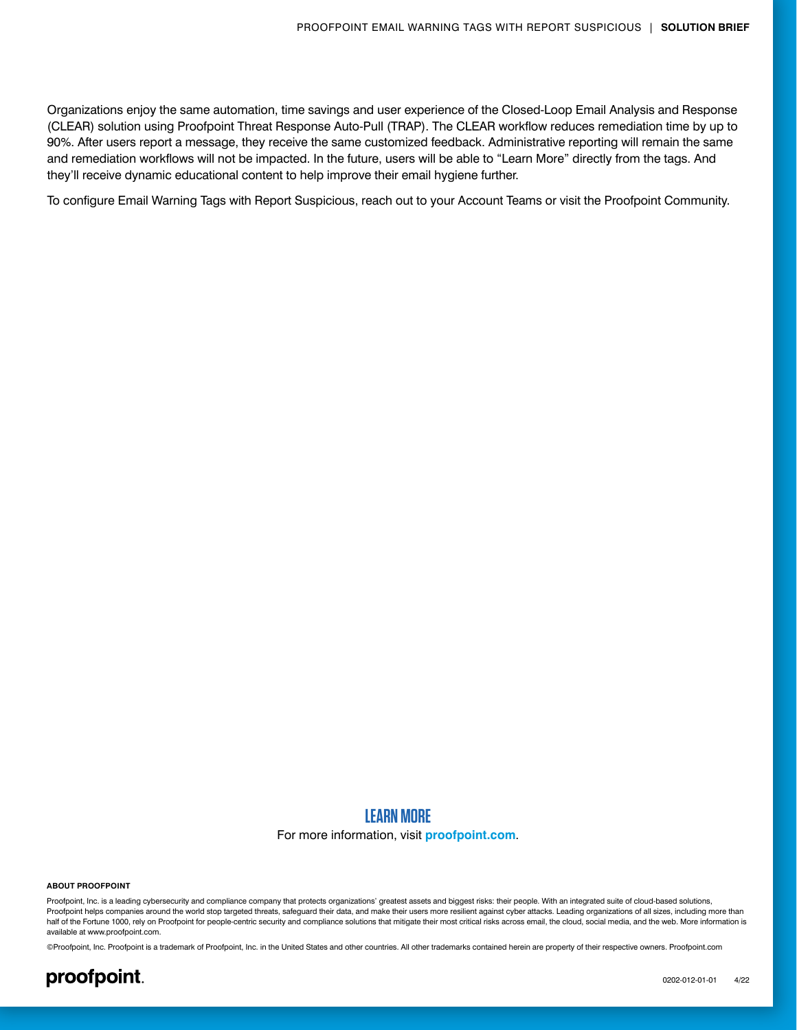Organizations enjoy the same automation, time savings and user experience of the Closed-Loop Email Analysis and Response (CLEAR) solution using Proofpoint Threat Response Auto-Pull (TRAP). The CLEAR workflow reduces remediation time by up to 90%. After users report a message, they receive the same customized feedback. Administrative reporting will remain the same and remediation workflows will not be impacted. In the future, users will be able to "Learn More" directly from the tags. And they'll receive dynamic educational content to help improve their email hygiene further.

To configure Email Warning Tags with Report Suspicious, reach out to your Account Teams or visit the Proofpoint Community.

## LEARN MORE

For more information, visit **proofpoint.com**.

**ABOUT PROOFPOINT**

Proofpoint, Inc. is a leading cybersecurity and compliance company that protects organizations' greatest assets and biggest risks: their people. With an integrated suite of cloud-based solutions, Proofpoint helps companies around the world stop targeted threats, safeguard their data, and make their users more resilient against cyber attacks. Leading organizations of all sizes, including more than half of the Fortune 1000, rely on Proofpoint for people-centric security and compliance solutions that mitigate their most critical risks across email, the cloud, social media, and the web. More information is available at www.proofpoint.com.

©Proofpoint, Inc. Proofpoint is a trademark of Proofpoint, Inc. in the United States and other countries. All other trademarks contained herein are property of their respective owners. Proofpoint.com

proofpoint.

0202-012-01-01 4/22